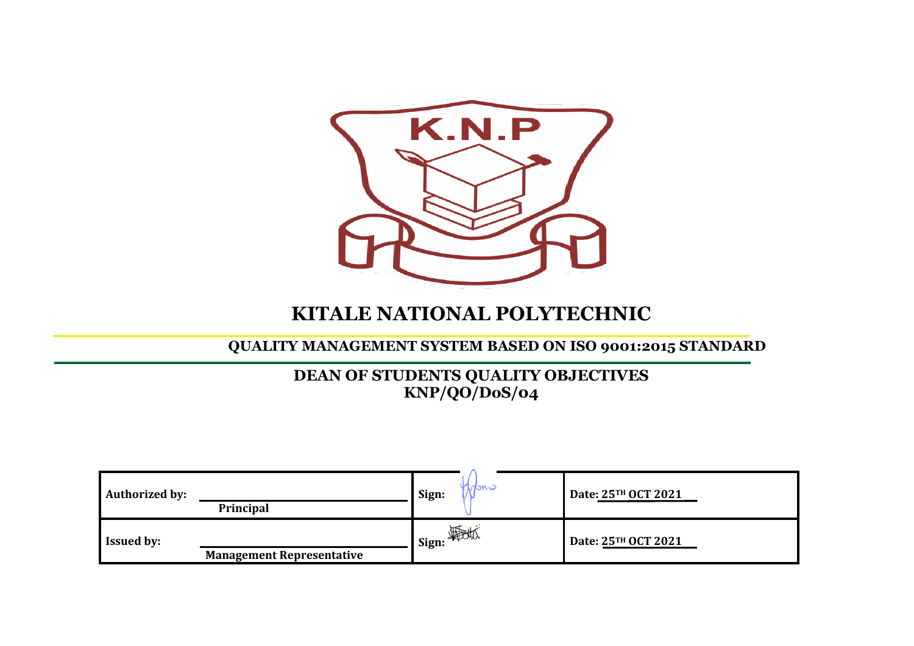K.N.P

# KITALE NATIONAL POLYTECHNIC

## QUALITY MANAGEMENT SYSTEM BASED ON ISO 9001:2015 STANDARD

## DEAN OF STUDENTS QUALITY OBJECTIVES
## KNP/QO/DoS/04

| | | |
|---|---|---|
| **Authorized by:** ____________ **Principal** | **Sign:** | **Date: 25TH OCT 2021** |
| **Issued by:** ____________ **Management Representative** | **Sign:** | **Date: 25TH OCT 2021** |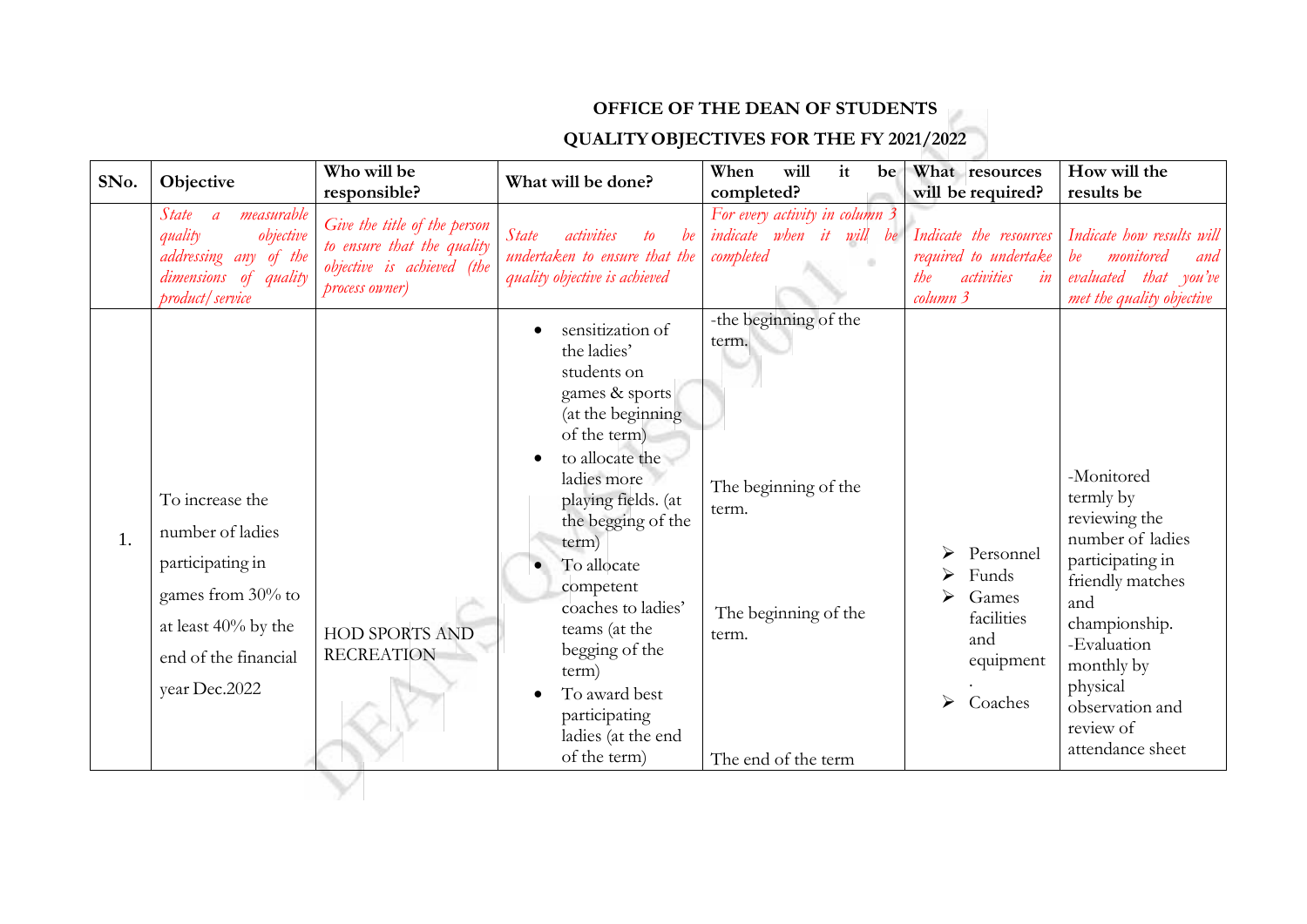**OFFICE OF THE DEAN OF STUDENTS**

**QUALITY OBJECTIVES FOR THE FY 2021/2022**

| SNo. | Objective | Who will be responsible? | What will be done? | When will it be completed? | What resources will be required? | How will the results be |
|---|---|---|---|---|---|---|
| | *State a measurable quality objective addressing any of the dimensions of quality product/service* | *Give the title of the person to ensure that the quality objective is achieved (the process owner)* | *State activities to be undertaken to ensure that the quality objective is achieved* | *For every activity in column 3 indicate when it will be completed* | *Indicate the resources required to undertake the activities in column 3* | *Indicate how results will be monitored and evaluated that you've met the quality objective* |
| 1. | To increase the number of ladies participating in games from 30% to at least 40% by the end of the financial year Dec.2022 | HOD SPORTS AND RECREATION | • sensitization of the ladies' students on games & sports (at the beginning of the term)<br>• to allocate the ladies more playing fields. (at the begging of the term)<br>• To allocate competent coaches to ladies' teams (at the begging of the term)<br>• To award best participating ladies (at the end of the term) | -the beginning of the term.<br><br>The beginning of the term.<br><br>The beginning of the term.<br><br>The end of the term | ➢ Personnel<br>➢ Funds<br>➢ Games facilities and equipment .<br>➢ Coaches | -Monitored termly by reviewing the number of ladies participating in friendly matches and championship.<br>-Evaluation monthly by physical observation and review of attendance sheet |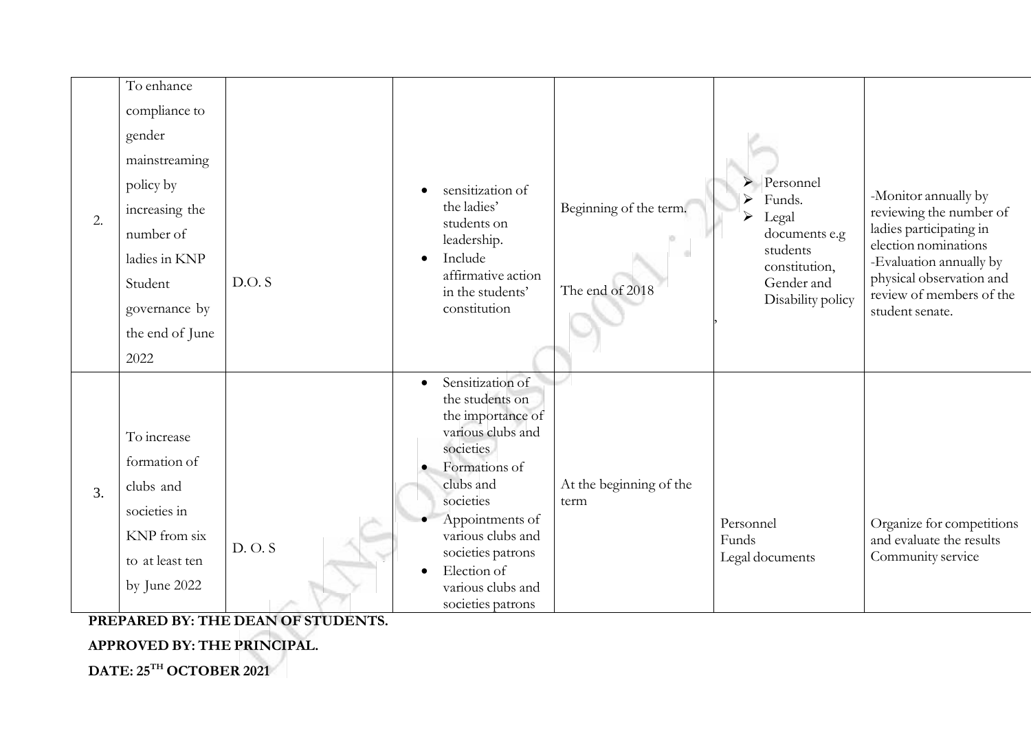| | | | | | | |
|---|---|---|---|---|---|---|
| 2. | To enhance compliance to gender mainstreaming policy by increasing the number of ladies in KNP Student governance by the end of June 2022 | D.O. S | • sensitization of the ladies' students on leadership.<br>• Include affirmative action in the students' constitution | Beginning of the term.<br><br>The end of 2018 | ➢ Personnel<br>➢ Funds.<br>➢ Legal documents e.g students constitution, Gender and Disability policy<br>, | -Monitor annually by reviewing the number of ladies participating in election nominations<br>-Evaluation annually by physical observation and review of members of the student senate. |
| 3. | To increase formation of clubs and societies in KNP from six to at least ten by June 2022 | D. O. S | • Sensitization of the students on the importance of various clubs and societies<br>• Formations of clubs and societies<br>• Appointments of various clubs and societies patrons<br>• Election of various clubs and societies patrons | At the beginning of the term | Personnel<br>Funds<br>Legal documents | Organize for competitions and evaluate the results<br>Community service |

**PREPARED BY: THE DEAN OF STUDENTS.**

**APPROVED BY: THE PRINCIPAL.**

**DATE: 25TH OCTOBER 2021**